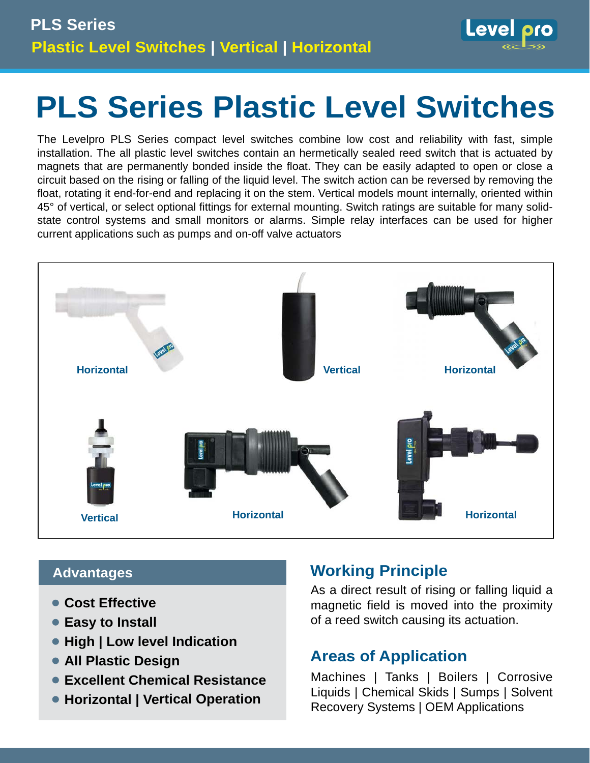# PLS Series Plastic Level Switches

The Levelpro PLS Series compact level switches combine low cost and reliability with fast, simple installation. The all plastic level switches contain an hermetically sealed reed switch that is actuated by magnets that are permanently bonded inside the float. They can be easily adapted to open or close a circuit based on the rising or falling of the liquid level. The switch action can be reversed by removing the float, rotating it end-for-end and replacing it on the stem. Vertical models mount internally, oriented within 45° of vertical, or select optional fittings for external mounting. Switch ratings are suitable for many solid-state control systems and small monitors or alarms. Simple relay interfaces can be used for higher current applications such as pumps and on-off valve actuators

Horizontal

Vertical

Horizontal

Vertical

Horizontal

Horizontal

## Advantages

- Cost Effective
- Easy to Install
- High | Low level Indication
- All Plastic Design
- Excellent Chemical Resistance
- Horizontal | Vertical Operation

## Working Principle

As a direct result of rising or falling liquid a magnetic field is moved into the proximity of a reed switch causing its actuation.

## Areas of Application

Machines | Tanks | Boilers | Corrosive Liquids | Chemical Skids | Sumps | Solvent Recovery Systems | OEM Applications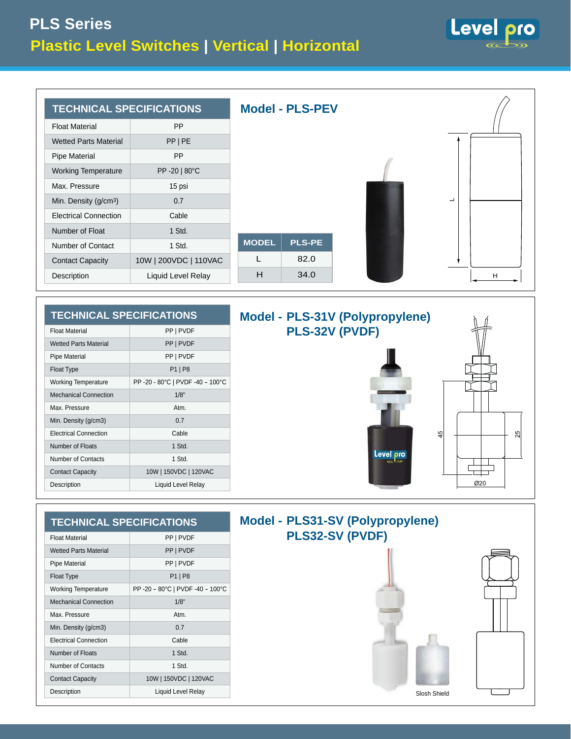# PLS Series

## Plastic Level Switches | Vertical | Horizontal

### TECHNICAL SPECIFICATIONS

| | |
|---|---|
| Float Material | PP |
| Wetted Parts Material | PP \| PE |
| Pipe Material | PP |
| Working Temperature | PP -20 \| 80°C |
| Max. Pressure | 15 psi |
| Min. Density (g/cm³) | 0.7 |
| Electrical Connection | Cable |
| Number of Float | 1 Std. |
| Number of Contact | 1 Std. |
| Contact Capacity | 10W \| 200VDC \| 110VAC |
| Description | Liquid Level Relay |

### Model - PLS-PEV

| MODEL | PLS-PE |
|---|---|
| L | 82.0 |
| H | 34.0 |

L

H

### TECHNICAL SPECIFICATIONS

| | |
|---|---|
| Float Material | PP \| PVDF |
| Wetted Parts Material | PP \| PVDF |
| Pipe Material | PP \| PVDF |
| Float Type | P1 \| P8 |
| Working Temperature | PP -20 - 80°C \| PVDF -40 – 100°C |
| Mechanical Connection | 1/8" |
| Max. Pressure | Atm. |
| Min. Density (g/cm3) | 0.7 |
| Electrical Connection | Cable |
| Number of Floats | 1 Std. |
| Number of Contacts | 1 Std. |
| Contact Capacity | 10W \| 150VDC \| 120VAC |
| Description | Liquid Level Relay |

### Model - PLS-31V (Polypropylene) PLS-32V (PVDF)

45

25

Ø20

### TECHNICAL SPECIFICATIONS

| | |
|---|---|
| Float Material | PP \| PVDF |
| Wetted Parts Material | PP \| PVDF |
| Pipe Material | PP \| PVDF |
| Float Type | P1 \| P8 |
| Working Temperature | PP -20 – 80°C \| PVDF -40 – 100°C |
| Mechanical Connection | 1/8" |
| Max. Pressure | Atm. |
| Min. Density (g/cm3) | 0.7 |
| Electrical Connection | Cable |
| Number of Floats | 1 Std. |
| Number of Contacts | 1 Std. |
| Contact Capacity | 10W \| 150VDC \| 120VAC |
| Description | Liquid Level Relay |

### Model - PLS31-SV (Polypropylene) PLS32-SV (PVDF)

Slosh Shield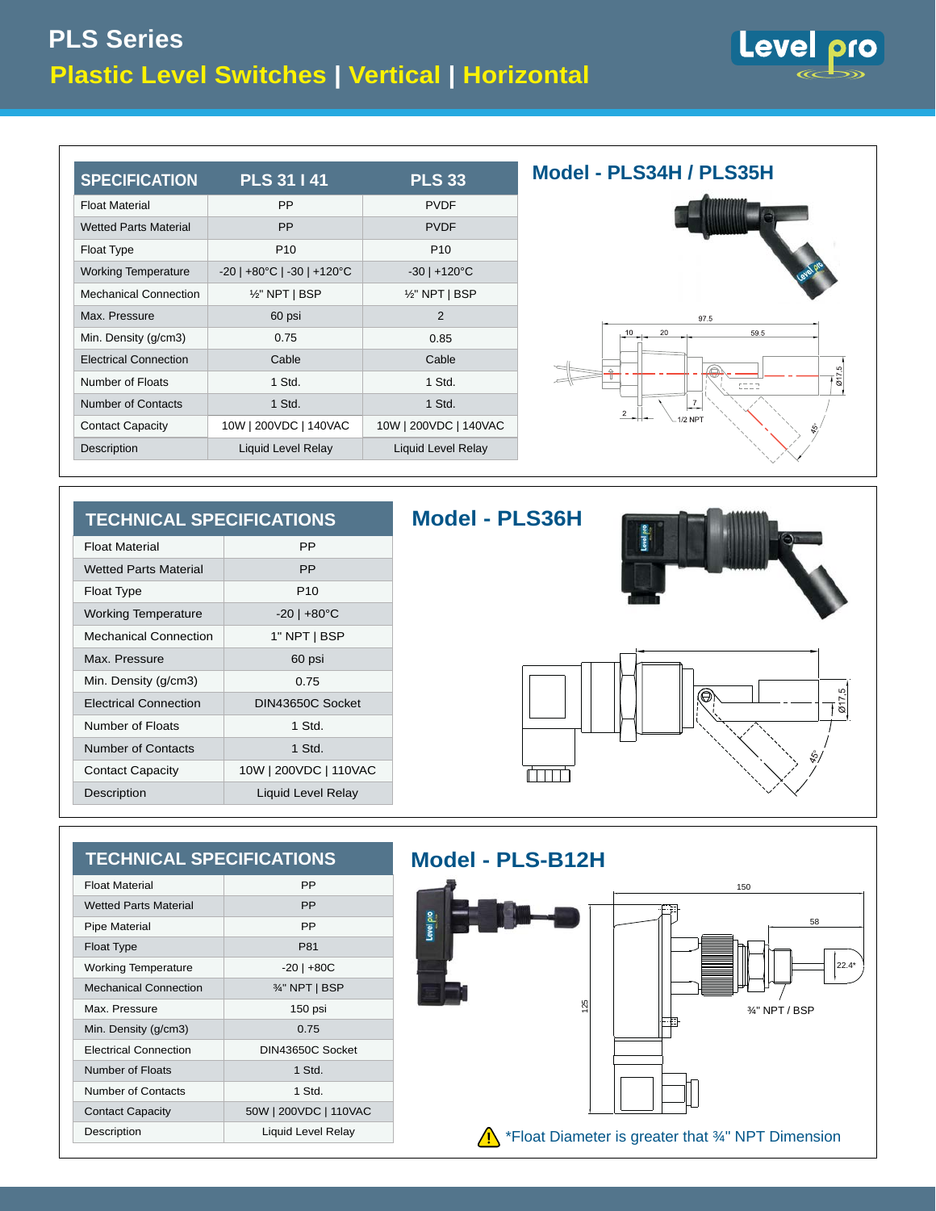# PLS Series

## Plastic Level Switches | Vertical | Horizontal

| SPECIFICATION | PLS 31 I 41 | PLS 33 |
|---|---|---|
| Float Material | PP | PVDF |
| Wetted Parts Material | PP | PVDF |
| Float Type | P10 | P10 |
| Working Temperature | -20 \| +80°C \| -30 \| +120°C | -30 \| +120°C |
| Mechanical Connection | ½" NPT \| BSP | ½" NPT \| BSP |
| Max. Pressure | 60 psi | 2 |
| Min. Density (g/cm3) | 0.75 | 0.85 |
| Electrical Connection | Cable | Cable |
| Number of Floats | 1 Std. | 1 Std. |
| Number of Contacts | 1 Std. | 1 Std. |
| Contact Capacity | 10W \| 200VDC \| 140VAC | 10W \| 200VDC \| 140VAC |
| Description | Liquid Level Relay | Liquid Level Relay |

### Model - PLS34H / PLS35H

97.5
10
20
59.5
Ø17.5
2
7
1/2 NPT
45°

| TECHNICAL SPECIFICATIONS | |
|---|---|
| Float Material | PP |
| Wetted Parts Material | PP |
| Float Type | P10 |
| Working Temperature | -20 \| +80°C |
| Mechanical Connection | 1" NPT \| BSP |
| Max. Pressure | 60 psi |
| Min. Density (g/cm3) | 0.75 |
| Electrical Connection | DIN43650C Socket |
| Number of Floats | 1 Std. |
| Number of Contacts | 1 Std. |
| Contact Capacity | 10W \| 200VDC \| 110VAC |
| Description | Liquid Level Relay |

### Model - PLS36H

Ø17.5
45°

| TECHNICAL SPECIFICATIONS | |
|---|---|
| Float Material | PP |
| Wetted Parts Material | PP |
| Pipe Material | PP |
| Float Type | P81 |
| Working Temperature | -20 \| +80C |
| Mechanical Connection | ¾" NPT \| BSP |
| Max. Pressure | 150 psi |
| Min. Density (g/cm3) | 0.75 |
| Electrical Connection | DIN43650C Socket |
| Number of Floats | 1 Std. |
| Number of Contacts | 1 Std. |
| Contact Capacity | 50W \| 200VDC \| 110VAC |
| Description | Liquid Level Relay |

### Model - PLS-B12H

150
58
22.4*
125
¾" NPT / BSP

*Float Diameter is greater that ¾" NPT Dimension